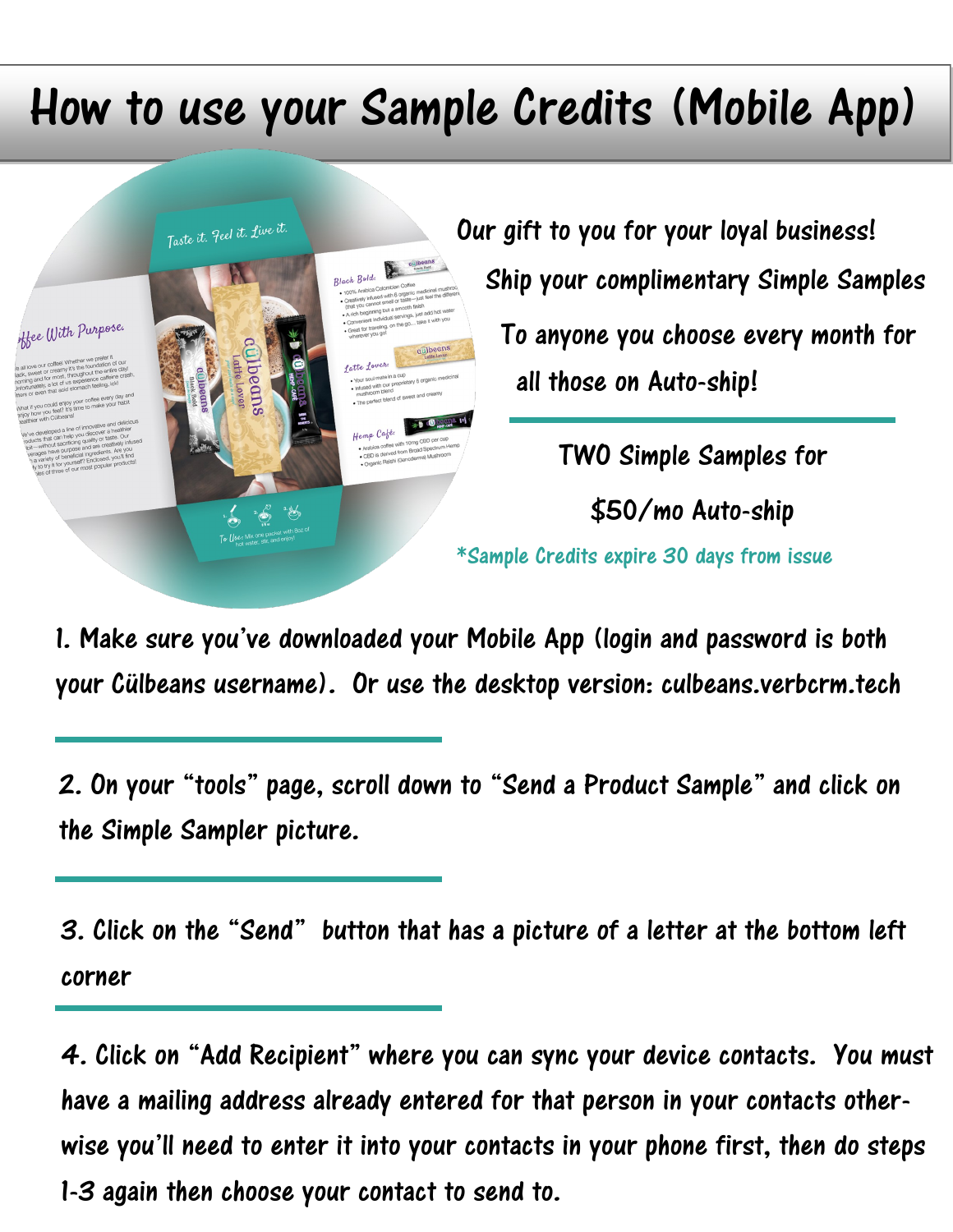# How to use your Sample Credits (Mobile App)

Our gift to you for your loyal business!

Ship your complimentary Simple Samples

To anyone you choose every month for

all those on Auto-ship!

TWO Simple Samples for

$50/mo Auto-ship

*Sample Credits expire 30 days from issue

1. Make sure you've downloaded your Mobile App (login and password is both your Cülbeans username). Or use the desktop version: culbeans.verbcrm.tech

2. On your "tools" page, scroll down to "Send a Product Sample" and click on the Simple Sampler picture.

3. Click on the "Send" button that has a picture of a letter at the bottom left corner

4. Click on "Add Recipient" where you can sync your device contacts. You must have a mailing address already entered for that person in your contacts otherwise you'll need to enter it into your contacts in your phone first, then do steps 1-3 again then choose your contact to send to.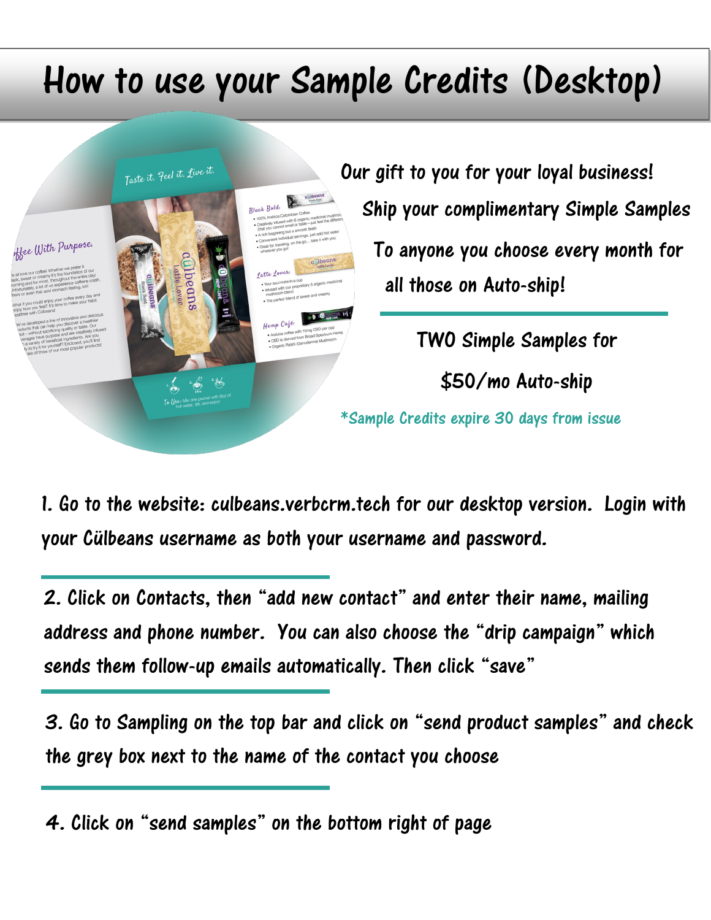# How to use your Sample Credits (Desktop)

Our gift to you for your loyal business!

Ship your complimentary Simple Samples

To anyone you choose every month for

all those on Auto-ship!

TWO Simple Samples for

$50/mo Auto-ship

*Sample Credits expire 30 days from issue

1. Go to the website: culbeans.verbcrm.tech for our desktop version. Login with your Cülbeans username as both your username and password.

2. Click on Contacts, then "add new contact" and enter their name, mailing address and phone number. You can also choose the "drip campaign" which sends them follow-up emails automatically. Then click "save"

3. Go to Sampling on the top bar and click on "send product samples" and check the grey box next to the name of the contact you choose

4. Click on "send samples" on the bottom right of page